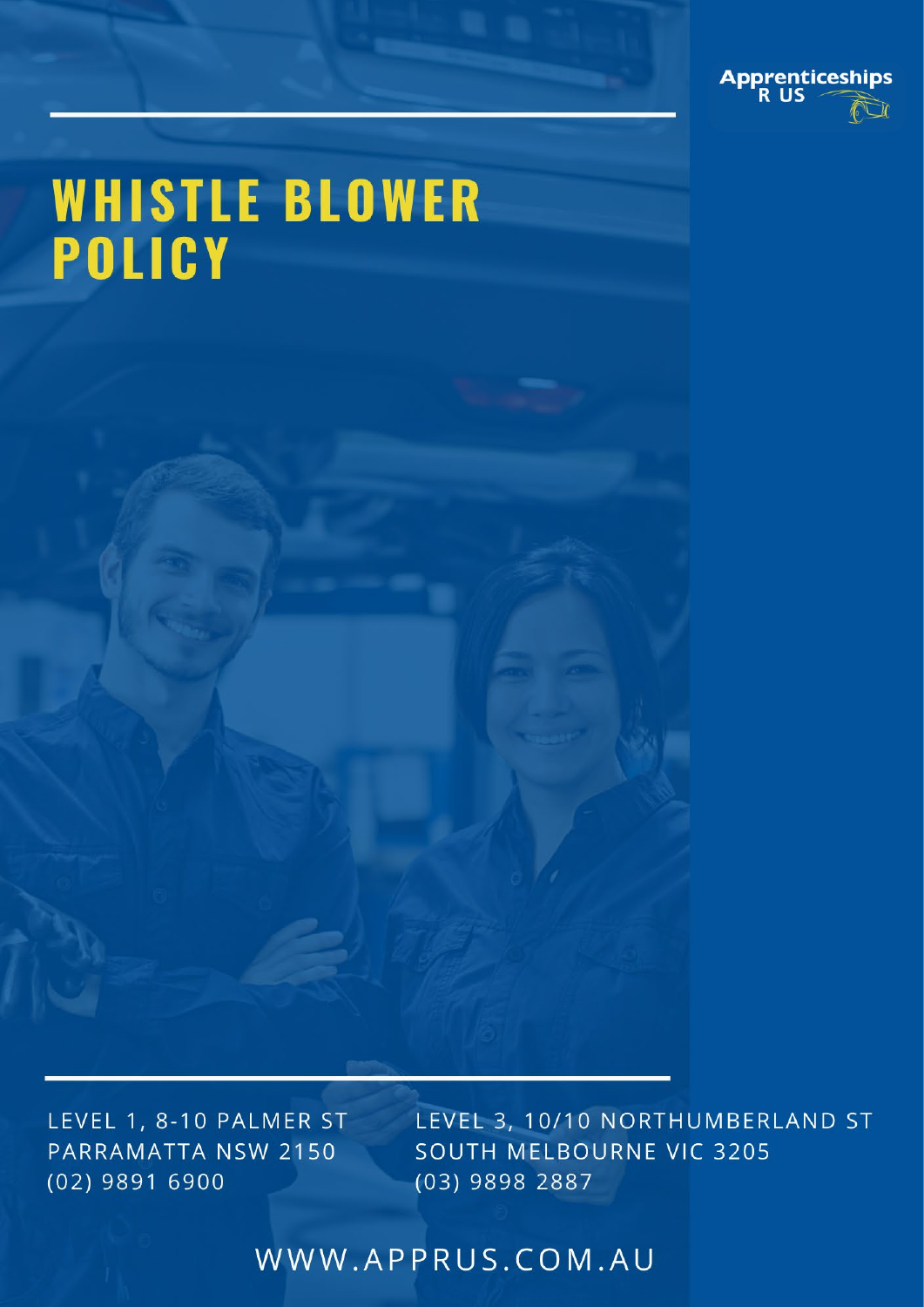Apprenticeships R US

# WHISTLE BLOWER POLICY

LEVEL 1, 8-10 PALMER ST
PARRAMATTA NSW 2150
(02) 9891 6900

LEVEL 3, 10/10 NORTHUMBERLAND ST
SOUTH MELBOURNE VIC 3205
(03) 9898 2887

WWW.APPRUS.COM.AU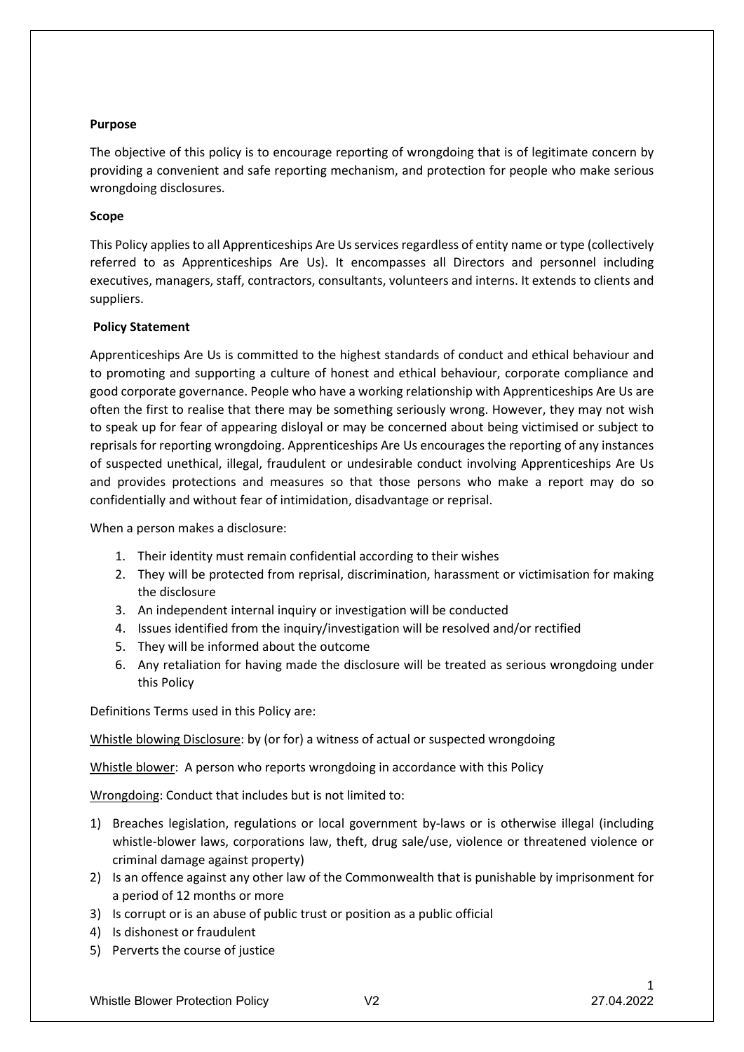**Purpose**

The objective of this policy is to encourage reporting of wrongdoing that is of legitimate concern by providing a convenient and safe reporting mechanism, and protection for people who make serious wrongdoing disclosures.

**Scope**

This Policy applies to all Apprenticeships Are Us services regardless of entity name or type (collectively referred to as Apprenticeships Are Us). It encompasses all Directors and personnel including executives, managers, staff, contractors, consultants, volunteers and interns. It extends to clients and suppliers.

**Policy Statement**

Apprenticeships Are Us is committed to the highest standards of conduct and ethical behaviour and to promoting and supporting a culture of honest and ethical behaviour, corporate compliance and good corporate governance. People who have a working relationship with Apprenticeships Are Us are often the first to realise that there may be something seriously wrong. However, they may not wish to speak up for fear of appearing disloyal or may be concerned about being victimised or subject to reprisals for reporting wrongdoing. Apprenticeships Are Us encourages the reporting of any instances of suspected unethical, illegal, fraudulent or undesirable conduct involving Apprenticeships Are Us and provides protections and measures so that those persons who make a report may do so confidentially and without fear of intimidation, disadvantage or reprisal.

When a person makes a disclosure:

1. Their identity must remain confidential according to their wishes
2. They will be protected from reprisal, discrimination, harassment or victimisation for making the disclosure
3. An independent internal inquiry or investigation will be conducted
4. Issues identified from the inquiry/investigation will be resolved and/or rectified
5. They will be informed about the outcome
6. Any retaliation for having made the disclosure will be treated as serious wrongdoing under this Policy

Definitions Terms used in this Policy are:

<u>Whistle blowing Disclosure</u>: by (or for) a witness of actual or suspected wrongdoing

<u>Whistle blower</u>: A person who reports wrongdoing in accordance with this Policy

<u>Wrongdoing</u>: Conduct that includes but is not limited to:

1) Breaches legislation, regulations or local government by-laws or is otherwise illegal (including whistle-blower laws, corporations law, theft, drug sale/use, violence or threatened violence or criminal damage against property)
2) Is an offence against any other law of the Commonwealth that is punishable by imprisonment for a period of 12 months or more
3) Is corrupt or is an abuse of public trust or position as a public official
4) Is dishonest or fraudulent
5) Perverts the course of justice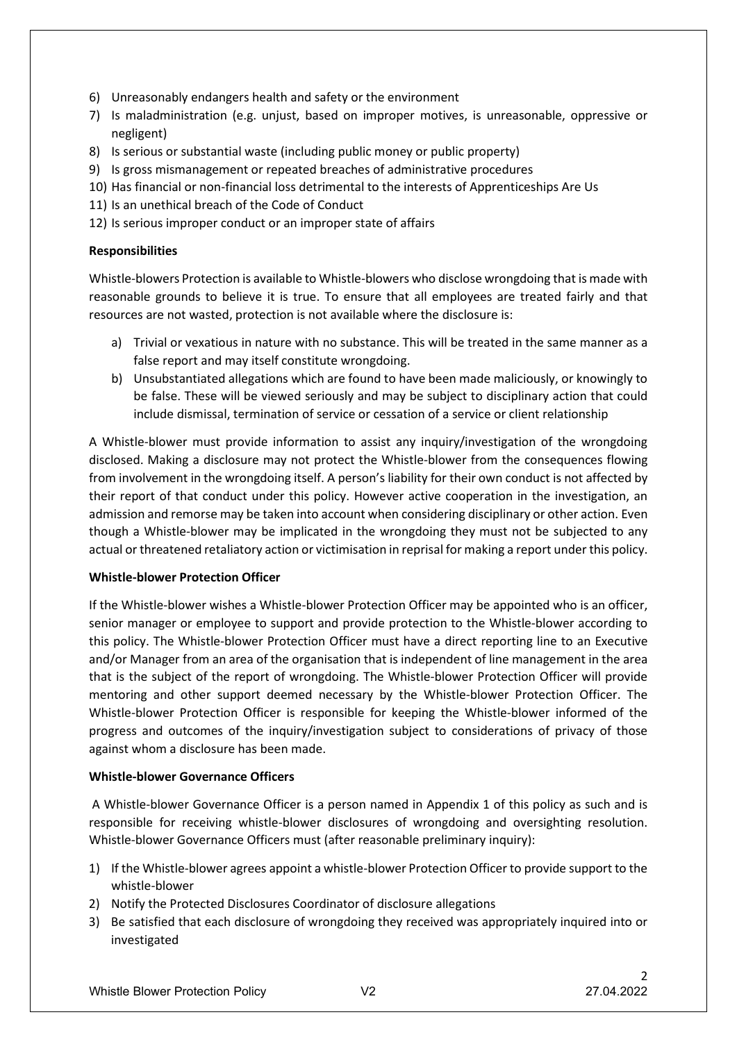6) Unreasonably endangers health and safety or the environment
7) Is maladministration (e.g. unjust, based on improper motives, is unreasonable, oppressive or negligent)
8) Is serious or substantial waste (including public money or public property)
9) Is gross mismanagement or repeated breaches of administrative procedures
10) Has financial or non-financial loss detrimental to the interests of Apprenticeships Are Us
11) Is an unethical breach of the Code of Conduct
12) Is serious improper conduct or an improper state of affairs

**Responsibilities**

Whistle-blowers Protection is available to Whistle-blowers who disclose wrongdoing that is made with reasonable grounds to believe it is true. To ensure that all employees are treated fairly and that resources are not wasted, protection is not available where the disclosure is:

a) Trivial or vexatious in nature with no substance. This will be treated in the same manner as a false report and may itself constitute wrongdoing.
b) Unsubstantiated allegations which are found to have been made maliciously, or knowingly to be false. These will be viewed seriously and may be subject to disciplinary action that could include dismissal, termination of service or cessation of a service or client relationship

A Whistle-blower must provide information to assist any inquiry/investigation of the wrongdoing disclosed. Making a disclosure may not protect the Whistle-blower from the consequences flowing from involvement in the wrongdoing itself. A person's liability for their own conduct is not affected by their report of that conduct under this policy. However active cooperation in the investigation, an admission and remorse may be taken into account when considering disciplinary or other action. Even though a Whistle-blower may be implicated in the wrongdoing they must not be subjected to any actual or threatened retaliatory action or victimisation in reprisal for making a report under this policy.

**Whistle-blower Protection Officer**

If the Whistle-blower wishes a Whistle-blower Protection Officer may be appointed who is an officer, senior manager or employee to support and provide protection to the Whistle-blower according to this policy. The Whistle-blower Protection Officer must have a direct reporting line to an Executive and/or Manager from an area of the organisation that is independent of line management in the area that is the subject of the report of wrongdoing. The Whistle-blower Protection Officer will provide mentoring and other support deemed necessary by the Whistle-blower Protection Officer. The Whistle-blower Protection Officer is responsible for keeping the Whistle-blower informed of the progress and outcomes of the inquiry/investigation subject to considerations of privacy of those against whom a disclosure has been made.

**Whistle-blower Governance Officers**

A Whistle-blower Governance Officer is a person named in Appendix 1 of this policy as such and is responsible for receiving whistle-blower disclosures of wrongdoing and oversighting resolution. Whistle-blower Governance Officers must (after reasonable preliminary inquiry):

1) If the Whistle-blower agrees appoint a whistle-blower Protection Officer to provide support to the whistle-blower
2) Notify the Protected Disclosures Coordinator of disclosure allegations
3) Be satisfied that each disclosure of wrongdoing they received was appropriately inquired into or investigated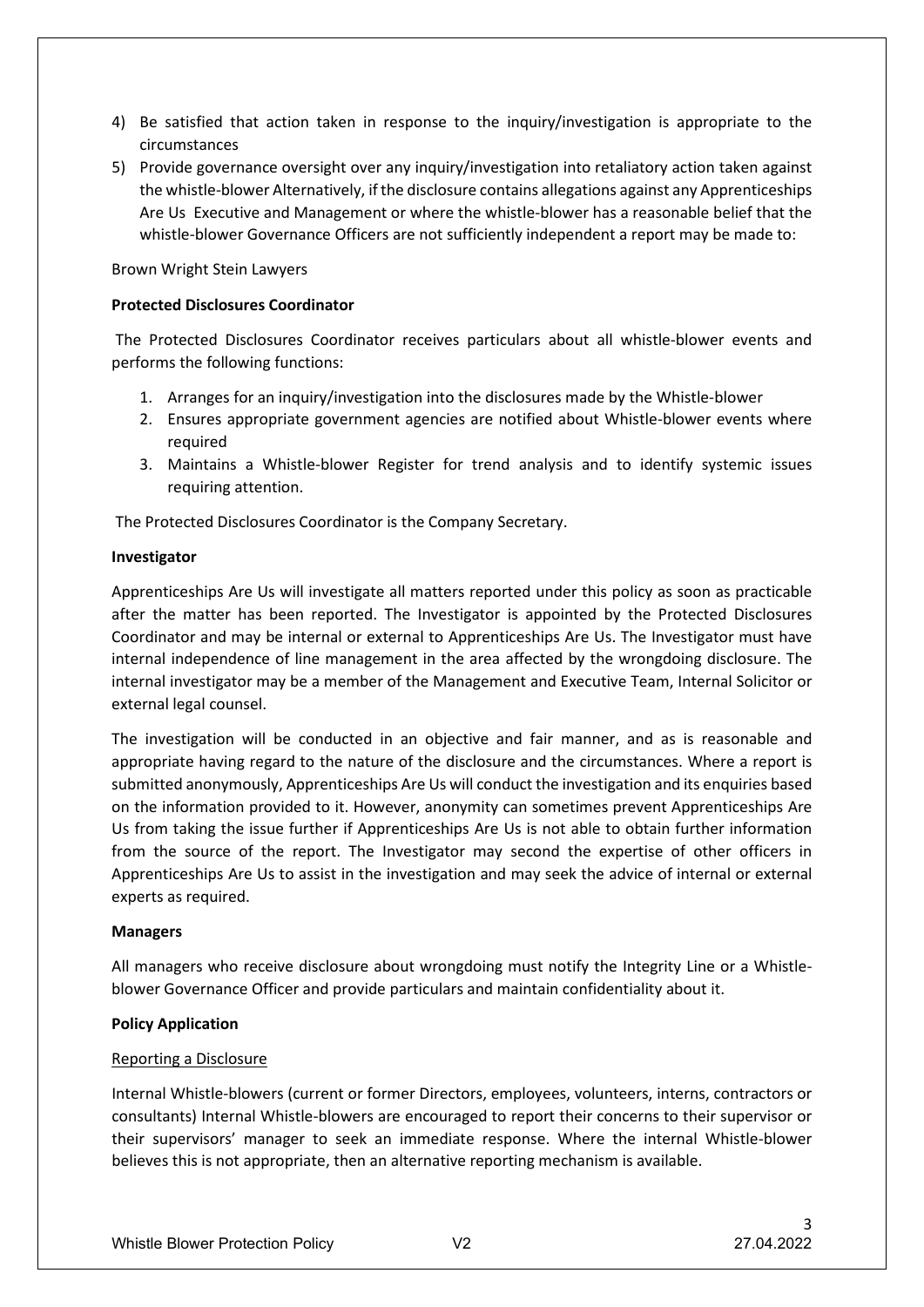4) Be satisfied that action taken in response to the inquiry/investigation is appropriate to the circumstances
5) Provide governance oversight over any inquiry/investigation into retaliatory action taken against the whistle-blower Alternatively, if the disclosure contains allegations against any Apprenticeships Are Us Executive and Management or where the whistle-blower has a reasonable belief that the whistle-blower Governance Officers are not sufficiently independent a report may be made to:

Brown Wright Stein Lawyers

**Protected Disclosures Coordinator**

The Protected Disclosures Coordinator receives particulars about all whistle-blower events and performs the following functions:

1. Arranges for an inquiry/investigation into the disclosures made by the Whistle-blower
2. Ensures appropriate government agencies are notified about Whistle-blower events where required
3. Maintains a Whistle-blower Register for trend analysis and to identify systemic issues requiring attention.

The Protected Disclosures Coordinator is the Company Secretary.

**Investigator**

Apprenticeships Are Us will investigate all matters reported under this policy as soon as practicable after the matter has been reported. The Investigator is appointed by the Protected Disclosures Coordinator and may be internal or external to Apprenticeships Are Us. The Investigator must have internal independence of line management in the area affected by the wrongdoing disclosure. The internal investigator may be a member of the Management and Executive Team, Internal Solicitor or external legal counsel.

The investigation will be conducted in an objective and fair manner, and as is reasonable and appropriate having regard to the nature of the disclosure and the circumstances. Where a report is submitted anonymously, Apprenticeships Are Us will conduct the investigation and its enquiries based on the information provided to it. However, anonymity can sometimes prevent Apprenticeships Are Us from taking the issue further if Apprenticeships Are Us is not able to obtain further information from the source of the report. The Investigator may second the expertise of other officers in Apprenticeships Are Us to assist in the investigation and may seek the advice of internal or external experts as required.

**Managers**

All managers who receive disclosure about wrongdoing must notify the Integrity Line or a Whistle-blower Governance Officer and provide particulars and maintain confidentiality about it.

**Policy Application**

Reporting a Disclosure

Internal Whistle-blowers (current or former Directors, employees, volunteers, interns, contractors or consultants) Internal Whistle-blowers are encouraged to report their concerns to their supervisor or their supervisors' manager to seek an immediate response. Where the internal Whistle-blower believes this is not appropriate, then an alternative reporting mechanism is available.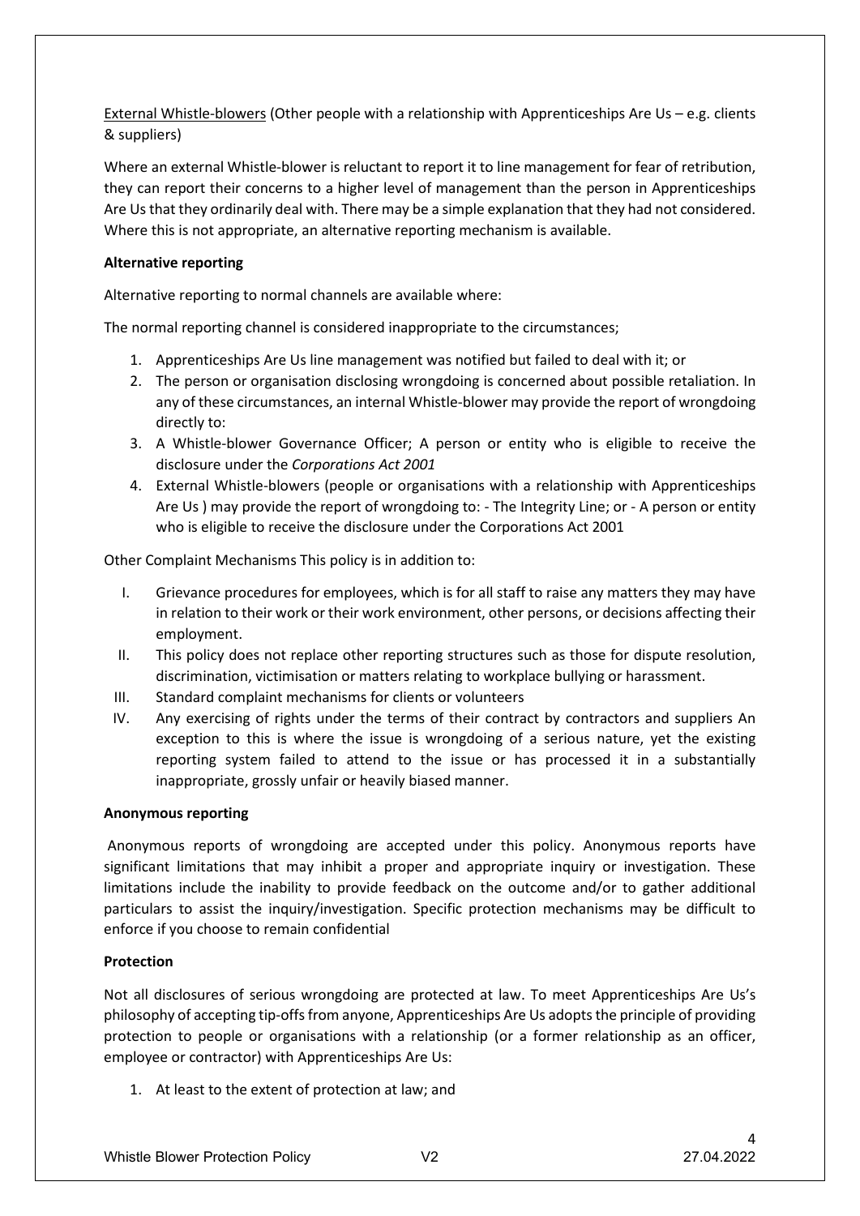External Whistle-blowers (Other people with a relationship with Apprenticeships Are Us – e.g. clients & suppliers)

Where an external Whistle-blower is reluctant to report it to line management for fear of retribution, they can report their concerns to a higher level of management than the person in Apprenticeships Are Us that they ordinarily deal with. There may be a simple explanation that they had not considered. Where this is not appropriate, an alternative reporting mechanism is available.

**Alternative reporting**

Alternative reporting to normal channels are available where:

The normal reporting channel is considered inappropriate to the circumstances;

1. Apprenticeships Are Us line management was notified but failed to deal with it; or
2. The person or organisation disclosing wrongdoing is concerned about possible retaliation. In any of these circumstances, an internal Whistle-blower may provide the report of wrongdoing directly to:
3. A Whistle-blower Governance Officer; A person or entity who is eligible to receive the disclosure under the *Corporations Act 2001*
4. External Whistle-blowers (people or organisations with a relationship with Apprenticeships Are Us ) may provide the report of wrongdoing to: - The Integrity Line; or - A person or entity who is eligible to receive the disclosure under the Corporations Act 2001

Other Complaint Mechanisms This policy is in addition to:

I. Grievance procedures for employees, which is for all staff to raise any matters they may have in relation to their work or their work environment, other persons, or decisions affecting their employment.
II. This policy does not replace other reporting structures such as those for dispute resolution, discrimination, victimisation or matters relating to workplace bullying or harassment.
III. Standard complaint mechanisms for clients or volunteers
IV. Any exercising of rights under the terms of their contract by contractors and suppliers An exception to this is where the issue is wrongdoing of a serious nature, yet the existing reporting system failed to attend to the issue or has processed it in a substantially inappropriate, grossly unfair or heavily biased manner.

**Anonymous reporting**

Anonymous reports of wrongdoing are accepted under this policy. Anonymous reports have significant limitations that may inhibit a proper and appropriate inquiry or investigation. These limitations include the inability to provide feedback on the outcome and/or to gather additional particulars to assist the inquiry/investigation. Specific protection mechanisms may be difficult to enforce if you choose to remain confidential

**Protection**

Not all disclosures of serious wrongdoing are protected at law. To meet Apprenticeships Are Us's philosophy of accepting tip-offs from anyone, Apprenticeships Are Us adopts the principle of providing protection to people or organisations with a relationship (or a former relationship as an officer, employee or contractor) with Apprenticeships Are Us:

1. At least to the extent of protection at law; and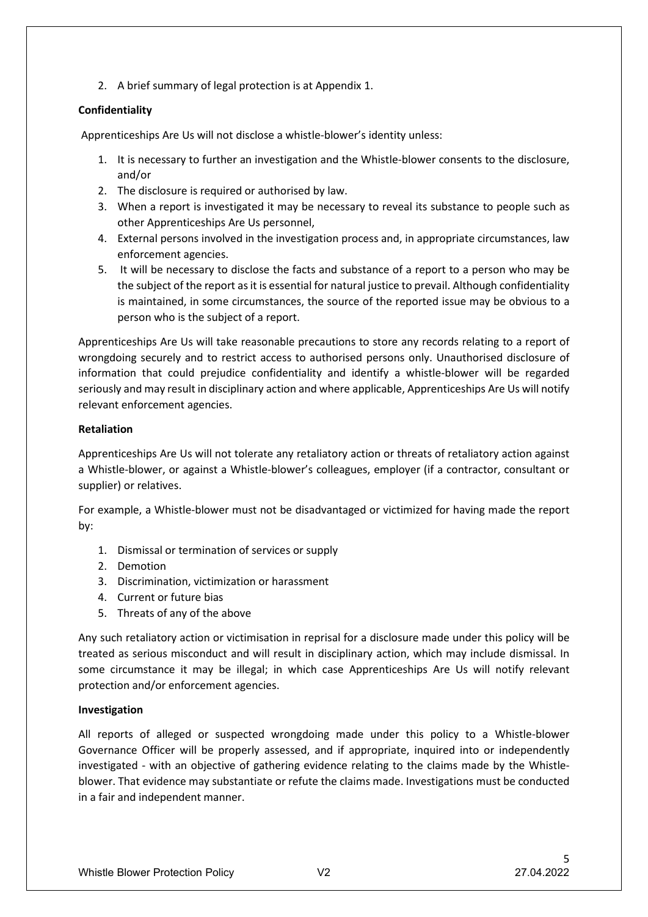2. A brief summary of legal protection is at Appendix 1.

**Confidentiality**

Apprenticeships Are Us will not disclose a whistle-blower's identity unless:

1. It is necessary to further an investigation and the Whistle-blower consents to the disclosure, and/or
2. The disclosure is required or authorised by law.
3. When a report is investigated it may be necessary to reveal its substance to people such as other Apprenticeships Are Us personnel,
4. External persons involved in the investigation process and, in appropriate circumstances, law enforcement agencies.
5. It will be necessary to disclose the facts and substance of a report to a person who may be the subject of the report as it is essential for natural justice to prevail. Although confidentiality is maintained, in some circumstances, the source of the reported issue may be obvious to a person who is the subject of a report.

Apprenticeships Are Us will take reasonable precautions to store any records relating to a report of wrongdoing securely and to restrict access to authorised persons only. Unauthorised disclosure of information that could prejudice confidentiality and identify a whistle-blower will be regarded seriously and may result in disciplinary action and where applicable, Apprenticeships Are Us will notify relevant enforcement agencies.

**Retaliation**

Apprenticeships Are Us will not tolerate any retaliatory action or threats of retaliatory action against a Whistle-blower, or against a Whistle-blower's colleagues, employer (if a contractor, consultant or supplier) or relatives.

For example, a Whistle-blower must not be disadvantaged or victimized for having made the report by:

1. Dismissal or termination of services or supply
2. Demotion
3. Discrimination, victimization or harassment
4. Current or future bias
5. Threats of any of the above

Any such retaliatory action or victimisation in reprisal for a disclosure made under this policy will be treated as serious misconduct and will result in disciplinary action, which may include dismissal. In some circumstance it may be illegal; in which case Apprenticeships Are Us will notify relevant protection and/or enforcement agencies.

**Investigation**

All reports of alleged or suspected wrongdoing made under this policy to a Whistle-blower Governance Officer will be properly assessed, and if appropriate, inquired into or independently investigated - with an objective of gathering evidence relating to the claims made by the Whistle-blower. That evidence may substantiate or refute the claims made. Investigations must be conducted in a fair and independent manner.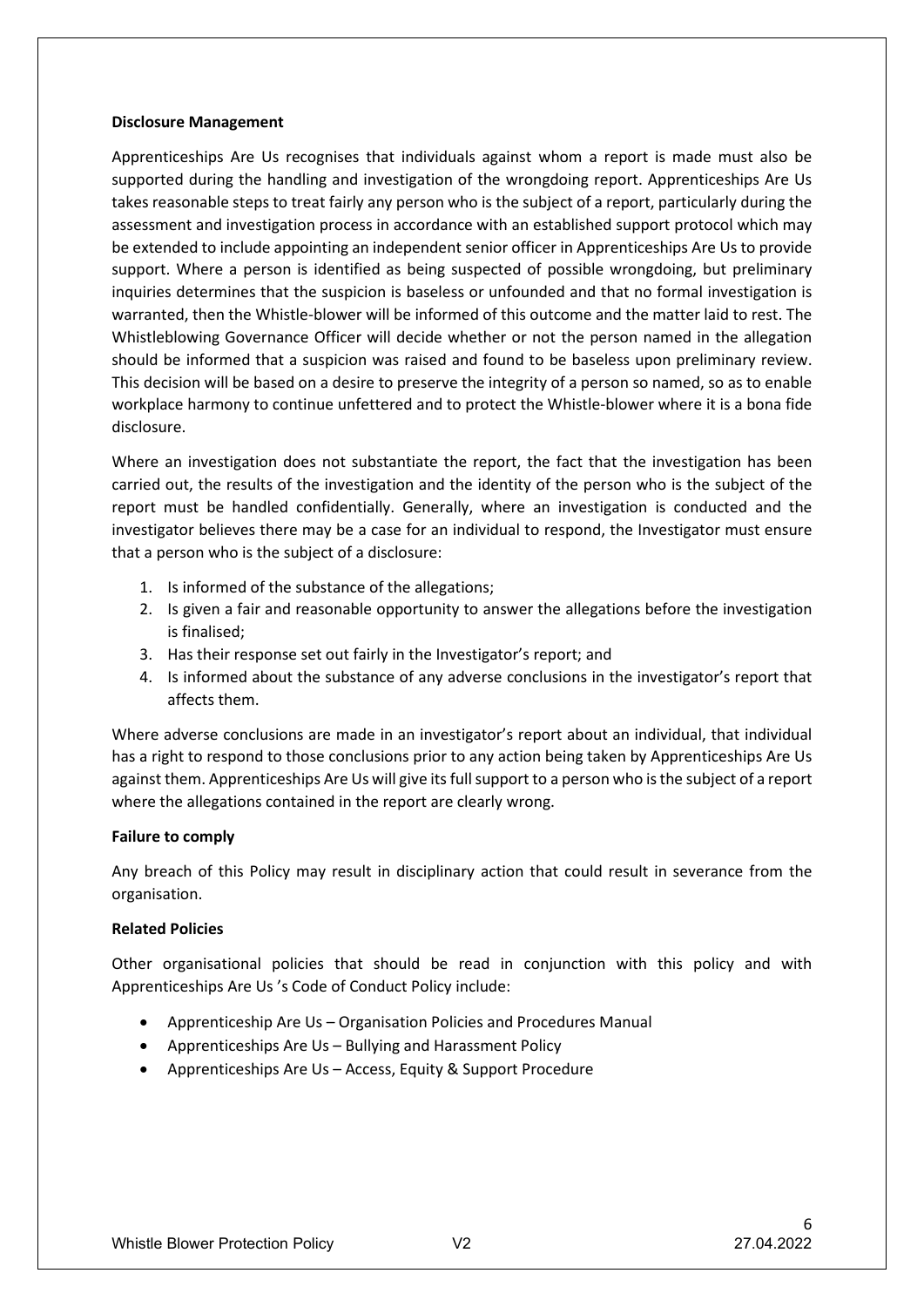**Disclosure Management**

Apprenticeships Are Us recognises that individuals against whom a report is made must also be supported during the handling and investigation of the wrongdoing report. Apprenticeships Are Us takes reasonable steps to treat fairly any person who is the subject of a report, particularly during the assessment and investigation process in accordance with an established support protocol which may be extended to include appointing an independent senior officer in Apprenticeships Are Us to provide support. Where a person is identified as being suspected of possible wrongdoing, but preliminary inquiries determines that the suspicion is baseless or unfounded and that no formal investigation is warranted, then the Whistle-blower will be informed of this outcome and the matter laid to rest. The Whistleblowing Governance Officer will decide whether or not the person named in the allegation should be informed that a suspicion was raised and found to be baseless upon preliminary review. This decision will be based on a desire to preserve the integrity of a person so named, so as to enable workplace harmony to continue unfettered and to protect the Whistle-blower where it is a bona fide disclosure.

Where an investigation does not substantiate the report, the fact that the investigation has been carried out, the results of the investigation and the identity of the person who is the subject of the report must be handled confidentially. Generally, where an investigation is conducted and the investigator believes there may be a case for an individual to respond, the Investigator must ensure that a person who is the subject of a disclosure:

1. Is informed of the substance of the allegations;
2. Is given a fair and reasonable opportunity to answer the allegations before the investigation is finalised;
3. Has their response set out fairly in the Investigator's report; and
4. Is informed about the substance of any adverse conclusions in the investigator's report that affects them.

Where adverse conclusions are made in an investigator's report about an individual, that individual has a right to respond to those conclusions prior to any action being taken by Apprenticeships Are Us against them. Apprenticeships Are Us will give its full support to a person who is the subject of a report where the allegations contained in the report are clearly wrong.

**Failure to comply**

Any breach of this Policy may result in disciplinary action that could result in severance from the organisation.

**Related Policies**

Other organisational policies that should be read in conjunction with this policy and with Apprenticeships Are Us 's Code of Conduct Policy include:

- Apprenticeship Are Us – Organisation Policies and Procedures Manual
- Apprenticeships Are Us – Bullying and Harassment Policy
- Apprenticeships Are Us – Access, Equity & Support Procedure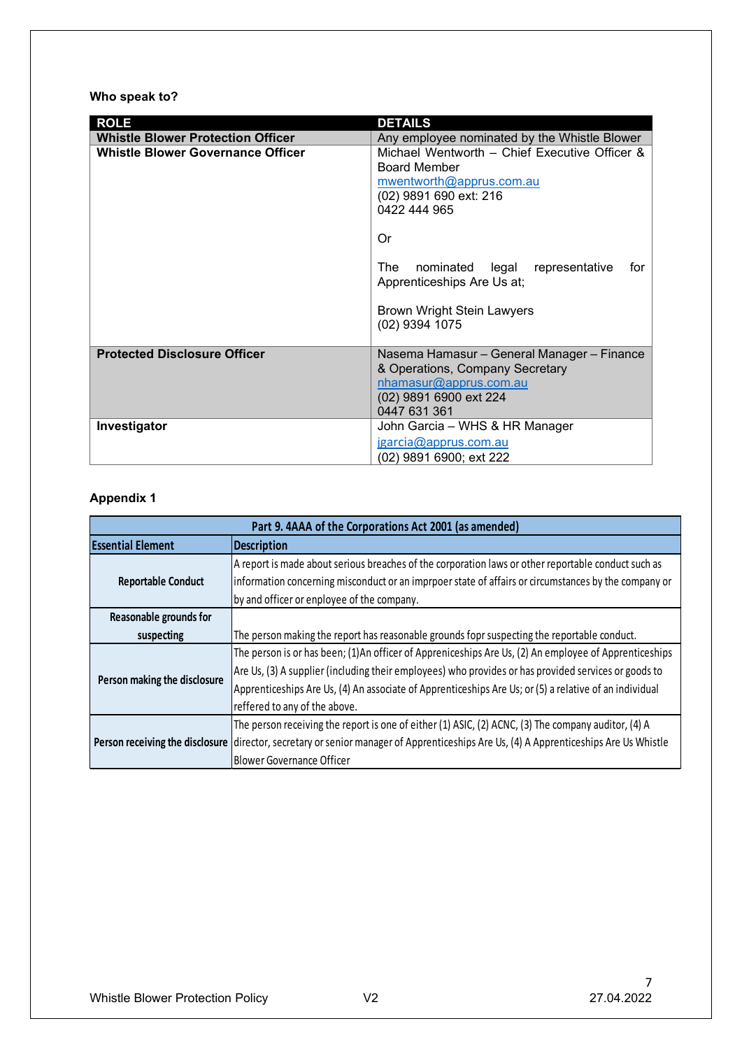**Who speak to?**

| ROLE | DETAILS |
|---|---|
| **Whistle Blower Protection Officer** | Any employee nominated by the Whistle Blower |
| **Whistle Blower Governance Officer** | Michael Wentworth – Chief Executive Officer & Board Member<br>mwentworth@apprus.com.au<br>(02) 9891 690 ext: 216<br>0422 444 965<br><br>Or<br><br>The nominated legal representative for Apprenticeships Are Us at;<br><br>Brown Wright Stein Lawyers<br>(02) 9394 1075 |
| **Protected Disclosure Officer** | Nasema Hamasur – General Manager – Finance & Operations, Company Secretary<br>nhamasur@apprus.com.au<br>(02) 9891 6900 ext 224<br>0447 631 361 |
| **Investigator** | John Garcia – WHS & HR Manager<br>jgarcia@apprus.com.au<br>(02) 9891 6900; ext 222 |

**Appendix 1**

| Part 9. 4AAA of the Corporations Act 2001 (as amended) | |
|---|---|
| **Essential Element** | **Description** |
| **Reportable Conduct** | A report is made about serious breaches of the corporation laws or other reportable conduct such as information concerning misconduct or an imprpoer state of affairs or circumstances by the company or by and officer or enployee of the company. |
| **Reasonable grounds for suspecting** | The person making the report has reasonable grounds fopr suspecting the reportable conduct. |
| **Person making the disclosure** | The person is or has been; (1)An officer of Apprenticeships Are Us, (2) An employee of Apprenticeships Are Us, (3) A supplier (including their employees) who provides or has provided services or goods to Apprenticeships Are Us, (4) An associate of Apprenticeships Are Us; or (5) a relative of an individual reffered to any of the above. |
| **Person receiving the disclosure** | The person receiving the report is one of either (1) ASIC, (2) ACNC, (3) The company auditor, (4) A director, secretary or senior manager of Apprenticeships Are Us, (4) A Apprenticeships Are Us Whistle Blower Governance Officer |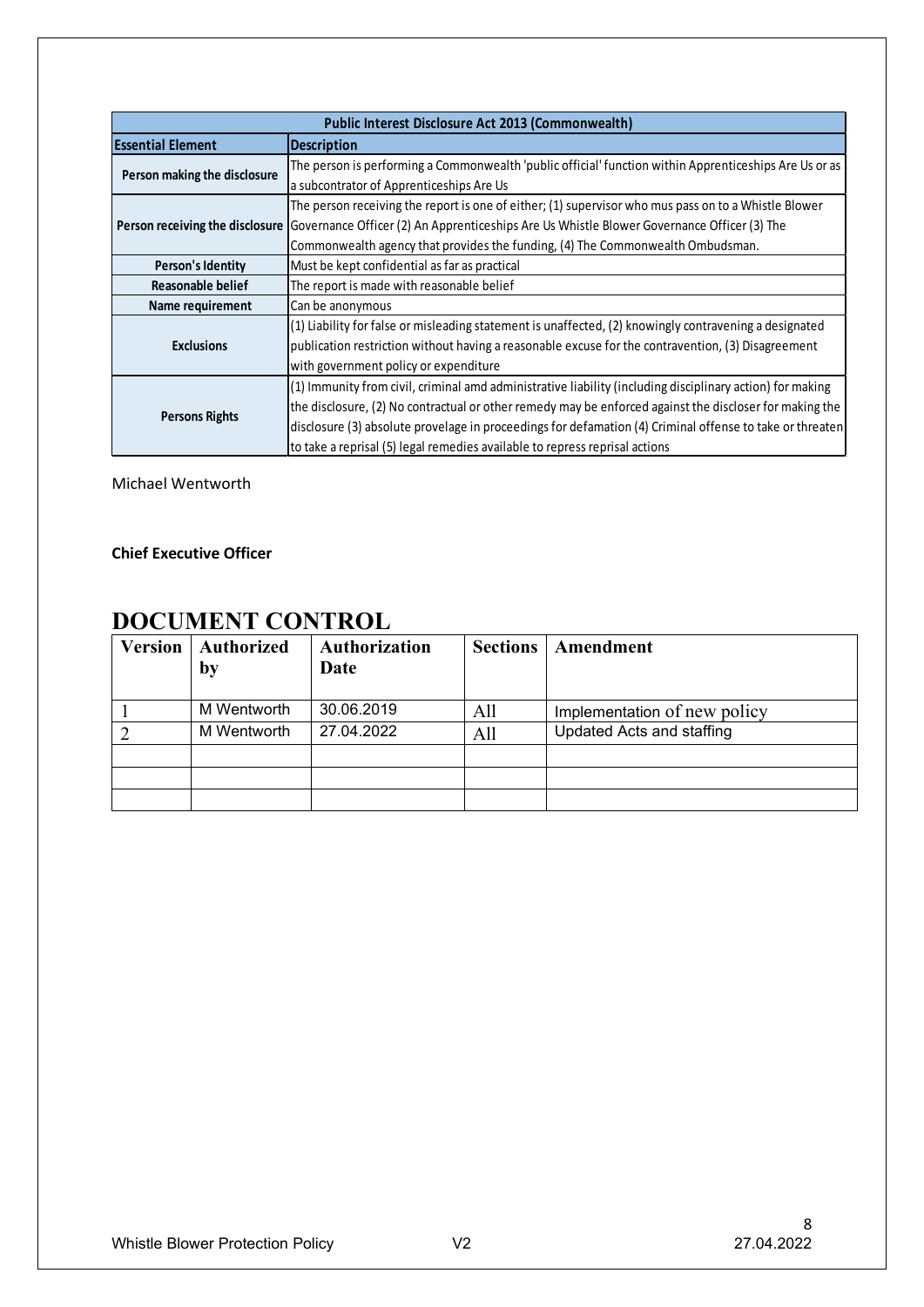| Public Interest Disclosure Act 2013 (Commonwealth) | |
|---|---|
| **Essential Element** | **Description** |
| **Person making the disclosure** | The person is performing a Commonwealth 'public official' function within Apprenticeships Are Us or as a subcontrator of Apprenticeships Are Us |
| **Person receiving the disclosure** | The person receiving the report is one of either; (1) supervisor who mus pass on to a Whistle Blower Governance Officer (2) An Apprenticeships Are Us Whistle Blower Governance Officer (3) The Commonwealth agency that provides the funding, (4) The Commonwealth Ombudsman. |
| **Person's Identity** | Must be kept confidential as far as practical |
| **Reasonable belief** | The report is made with reasonable belief |
| **Name requirement** | Can be anonymous |
| **Exclusions** | (1) Liability for false or misleading statement is unaffected, (2) knowingly contravening a designated publication restriction without having a reasonable excuse for the contravention, (3) Disagreement with government policy or expenditure |
| **Persons Rights** | (1) Immunity from civil, criminal amd administrative liability (including disciplinary action) for making the disclosure, (2) No contractual or other remedy may be enforced against the discloser for making the disclosure (3) absolute provelage in proceedings for defamation (4) Criminal offense to take or threaten to take a reprisal (5) legal remedies available to repress reprisal actions |

Michael Wentworth

**Chief Executive Officer**

# DOCUMENT CONTROL

| Version | Authorized by | Authorization Date | Sections | Amendment |
|---|---|---|---|---|
| 1 | M Wentworth | 30.06.2019 | All | Implementation of new policy |
| 2 | M Wentworth | 27.04.2022 | All | Updated Acts and staffing |
| | | | | |
| | | | | |
| | | | | |